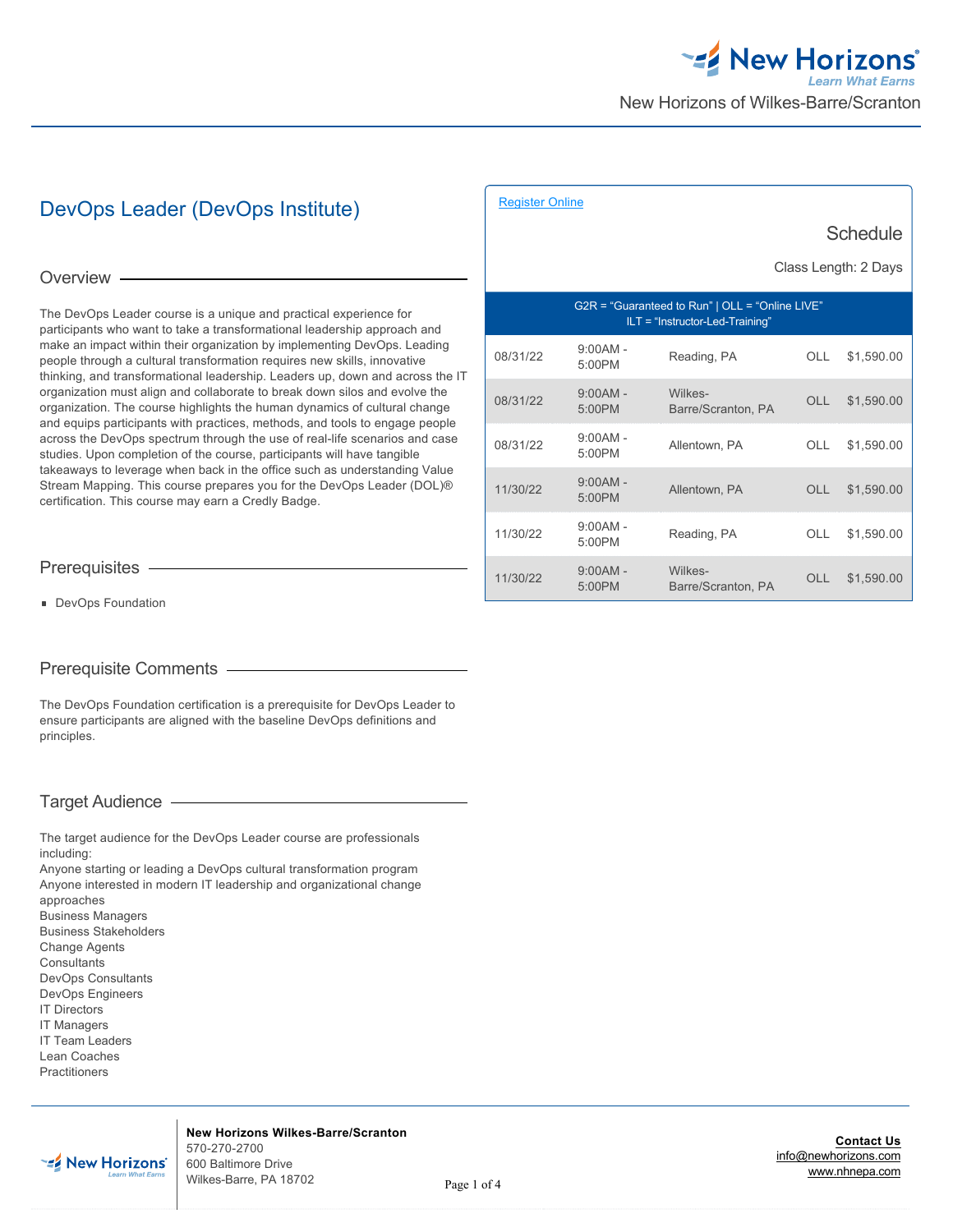# DevOps Leader (DevOps Institute)

## Overview

The DevOps Leader course is a unique and practical experience for participants who want to take a transformational leadership approach and make an impact within their organization by implementing DevOps. Leading people through a cultural transformation requires new skills, innovative thinking, and transformational leadership. Leaders up, down and across the IT organization must align and collaborate to break down silos and evolve the organization. The course highlights the human dynamics of cultural change and equips participants with practices, methods, and tools to engage people across the DevOps spectrum through the use of real-life scenarios and case studies. Upon completion of the course, participants will have tangible takeaways to leverage when back in the office such as understanding Value Stream Mapping. This course prepares you for the DevOps Leader (DOL)® certification. This course may earn a Credly Badge.

## Prerequisites

- DevOps Foundation

## Prerequisite Comments

The DevOps Foundation certification is a prerequisite for DevOps Leader to ensure participants are aligned with the baseline DevOps definitions and principles.

## Target Audience

The target audience for the DevOps Leader course are professionals including:
Anyone starting or leading a DevOps cultural transformation program
Anyone interested in modern IT leadership and organizational change approaches
Business Managers
Business Stakeholders
Change Agents
Consultants
DevOps Consultants
DevOps Engineers
IT Directors
IT Managers
IT Team Leaders
Lean Coaches
Practitioners

[Register Online]

## Schedule

Class Length: 2 Days

G2R = "Guaranteed to Run" | OLL = "Online LIVE"
ILT = "Instructor-Led-Training"

| Date | Time | Location | Type | Price |
|---|---|---|---|---|
| 08/31/22 | 9:00AM - 5:00PM | Reading, PA | OLL | $1,590.00 |
| 08/31/22 | 9:00AM - 5:00PM | Wilkes-Barre/Scranton, PA | OLL | $1,590.00 |
| 08/31/22 | 9:00AM - 5:00PM | Allentown, PA | OLL | $1,590.00 |
| 11/30/22 | 9:00AM - 5:00PM | Allentown, PA | OLL | $1,590.00 |
| 11/30/22 | 9:00AM - 5:00PM | Reading, PA | OLL | $1,590.00 |
| 11/30/22 | 9:00AM - 5:00PM | Wilkes-Barre/Scranton, PA | OLL | $1,590.00 |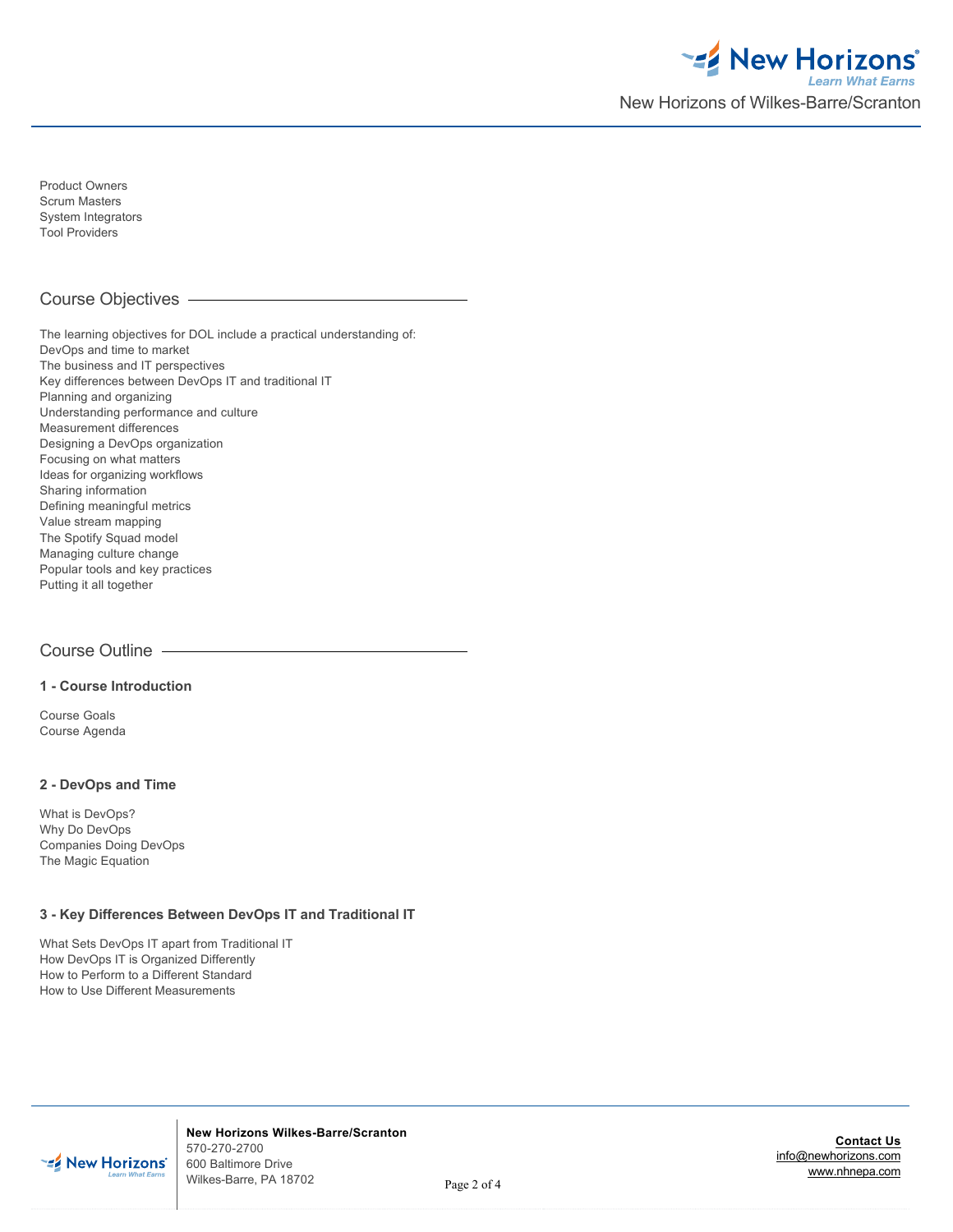Product Owners
Scrum Masters
System Integrators
Tool Providers

## Course Objectives

The learning objectives for DOL include a practical understanding of:
DevOps and time to market
The business and IT perspectives
Key differences between DevOps IT and traditional IT
Planning and organizing
Understanding performance and culture
Measurement differences
Designing a DevOps organization
Focusing on what matters
Ideas for organizing workflows
Sharing information
Defining meaningful metrics
Value stream mapping
The Spotify Squad model
Managing culture change
Popular tools and key practices
Putting it all together

## Course Outline

### 1 - Course Introduction

Course Goals
Course Agenda

### 2 - DevOps and Time

What is DevOps?
Why Do DevOps
Companies Doing DevOps
The Magic Equation

### 3 - Key Differences Between DevOps IT and Traditional IT

What Sets DevOps IT apart from Traditional IT
How DevOps IT is Organized Differently
How to Perform to a Different Standard
How to Use Different Measurements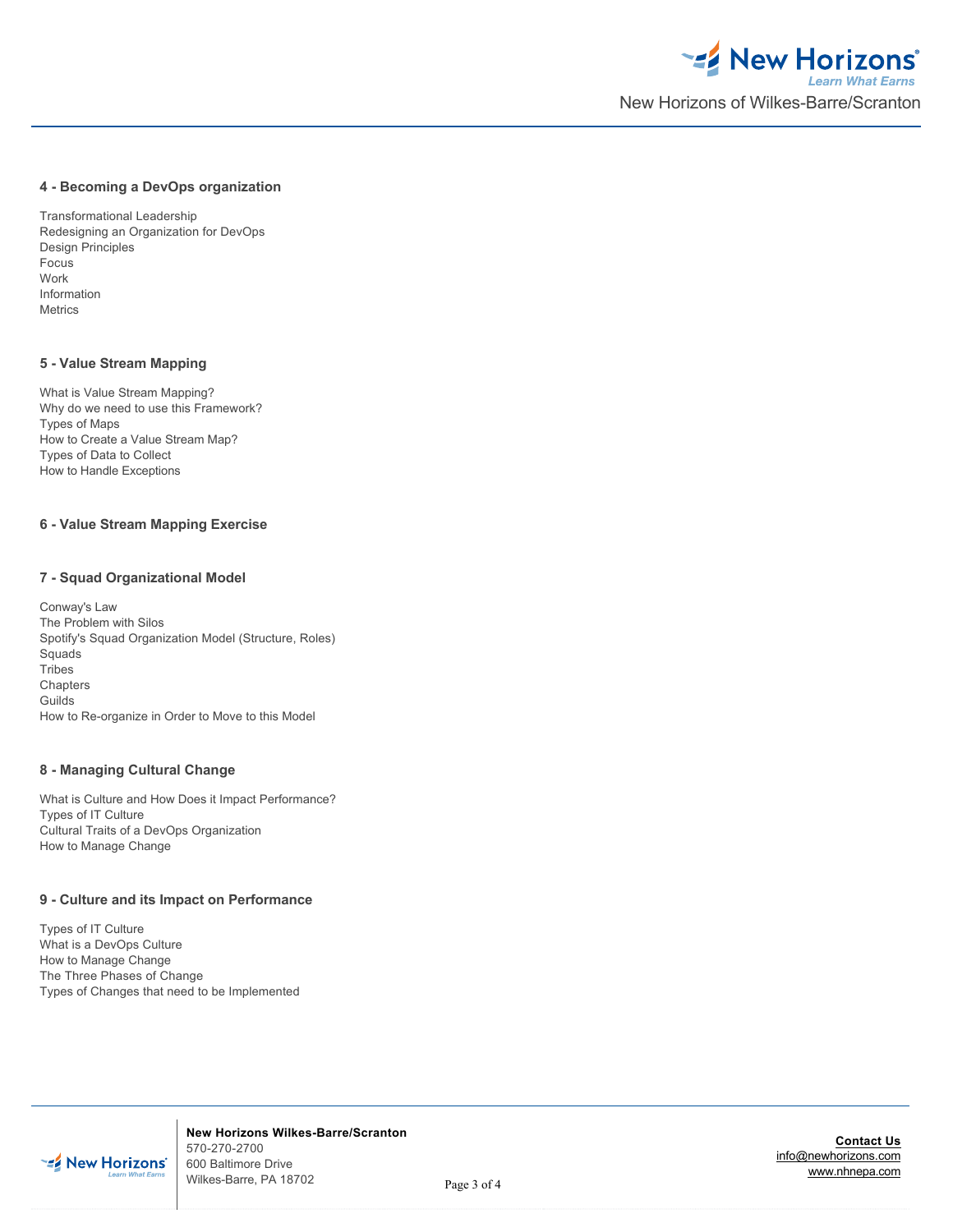### 4 - Becoming a DevOps organization

Transformational Leadership
Redesigning an Organization for DevOps
Design Principles
Focus
Work
Information
Metrics

### 5 - Value Stream Mapping

What is Value Stream Mapping?
Why do we need to use this Framework?
Types of Maps
How to Create a Value Stream Map?
Types of Data to Collect
How to Handle Exceptions

### 6 - Value Stream Mapping Exercise

### 7 - Squad Organizational Model

Conway's Law
The Problem with Silos
Spotify's Squad Organization Model (Structure, Roles)
Squads
Tribes
Chapters
Guilds
How to Re-organize in Order to Move to this Model

### 8 - Managing Cultural Change

What is Culture and How Does it Impact Performance?
Types of IT Culture
Cultural Traits of a DevOps Organization
How to Manage Change

### 9 - Culture and its Impact on Performance

Types of IT Culture
What is a DevOps Culture
How to Manage Change
The Three Phases of Change
Types of Changes that need to be Implemented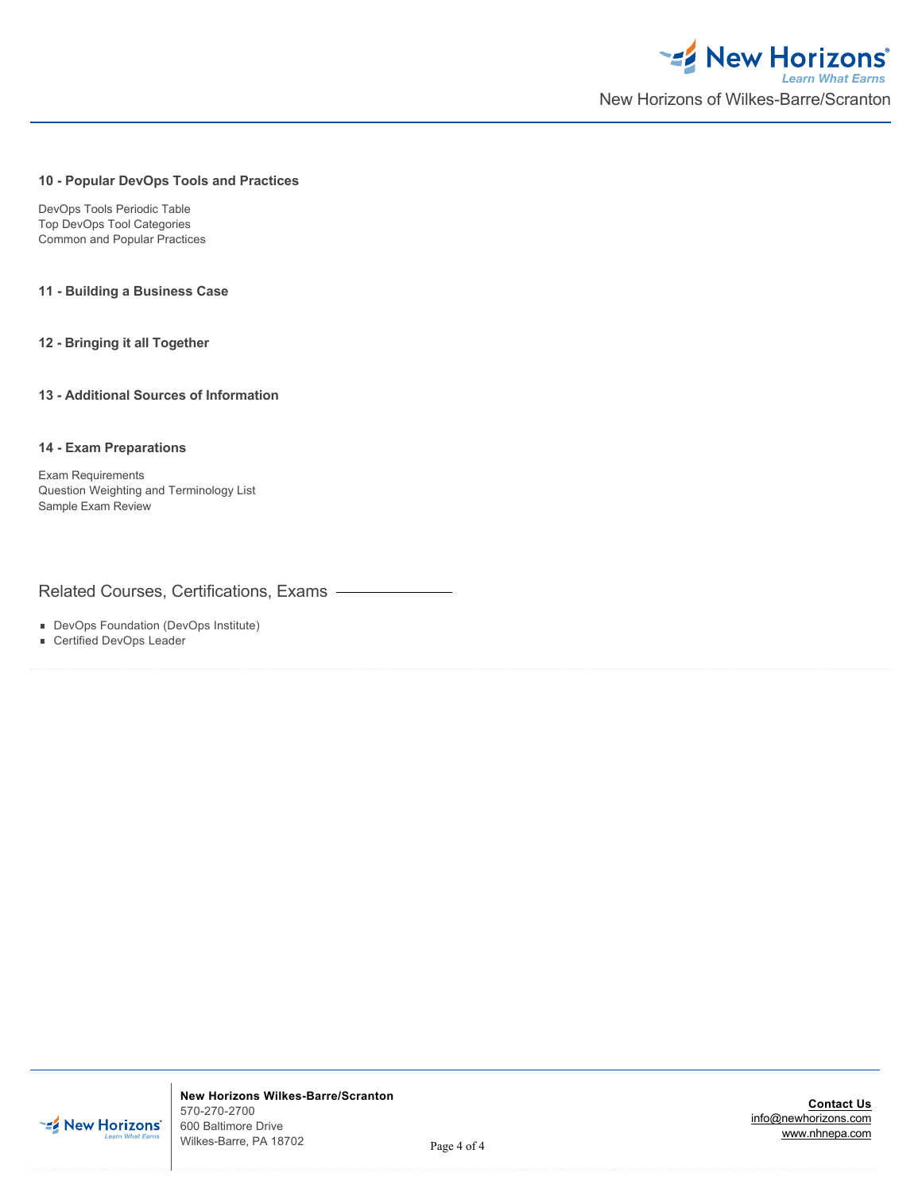### 10 - Popular DevOps Tools and Practices

DevOps Tools Periodic Table
Top DevOps Tool Categories
Common and Popular Practices

### 11 - Building a Business Case

### 12 - Bringing it all Together

### 13 - Additional Sources of Information

### 14 - Exam Preparations

Exam Requirements
Question Weighting and Terminology List
Sample Exam Review

## Related Courses, Certifications, Exams

- DevOps Foundation (DevOps Institute)
- Certified DevOps Leader